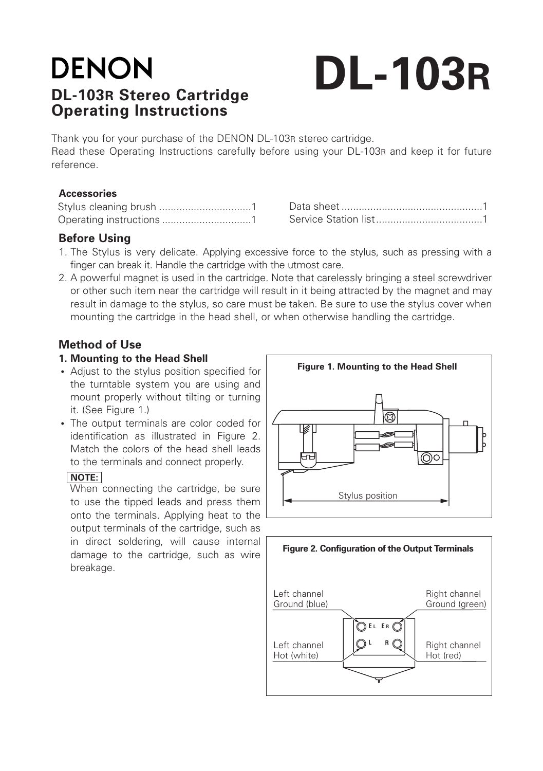# DENON

# DL-103R

## DL-103R Stereo Cartridge Operating Instructions

Thank you for your purchase of the DENON DL-103R stereo cartridge.
Read these Operating Instructions carefully before using your DL-103R and keep it for future reference.

**Accessories**

Stylus cleaning brush ................................1
Operating instructions ...............................1
Data sheet .................................................1
Service Station list.....................................1

### Before Using

1. The Stylus is very delicate. Applying excessive force to the stylus, such as pressing with a finger can break it. Handle the cartridge with the utmost care.
2. A powerful magnet is used in the cartridge. Note that carelessly bringing a steel screwdriver or other such item near the cartridge will result in it being attracted by the magnet and may result in damage to the stylus, so care must be taken. Be sure to use the stylus cover when mounting the cartridge in the head shell, or when otherwise handling the cartridge.

### Method of Use

**1. Mounting to the Head Shell**

- Adjust to the stylus position specified for the turntable system you are using and mount properly without tilting or turning it. (See Figure 1.)
- The output terminals are color coded for identification as illustrated in Figure 2. Match the colors of the head shell leads to the terminals and connect properly.

**NOTE:**
When connecting the cartridge, be sure to use the tipped leads and press them onto the terminals. Applying heat to the output terminals of the cartridge, such as in direct soldering, will cause internal damage to the cartridge, such as wire breakage.

**Figure 1. Mounting to the Head Shell**

Stylus position

**Figure 2. Configuration of the Output Terminals**

Left channel Ground (blue)
Right channel Ground (green)
Left channel Hot (white)
Right channel Hot (red)

EL ER
L R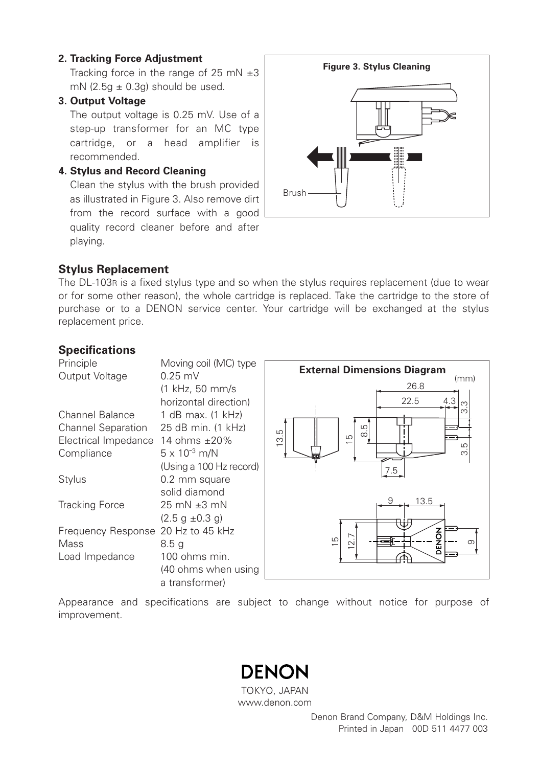**2. Tracking Force Adjustment**

Tracking force in the range of 25 mN ±3 mN (2.5g ± 0.3g) should be used.

**3. Output Voltage**

The output voltage is 0.25 mV. Use of a step-up transformer for an MC type cartridge, or a head amplifier is recommended.

**4. Stylus and Record Cleaning**

Clean the stylus with the brush provided as illustrated in Figure 3. Also remove dirt from the record surface with a good quality record cleaner before and after playing.

**Figure 3. Stylus Cleaning**

Brush

## Stylus Replacement

The DL-103R is a fixed stylus type and so when the stylus requires replacement (due to wear or for some other reason), the whole cartridge is replaced. Take the cartridge to the store of purchase or to a DENON service center. Your cartridge will be exchanged at the stylus replacement price.

## Specifications

| | |
|---|---|
| Principle | Moving coil (MC) type |
| Output Voltage | 0.25 mV (1 kHz, 50 mm/s horizontal direction) |
| Channel Balance | 1 dB max. (1 kHz) |
| Channel Separation | 25 dB min. (1 kHz) |
| Electrical Impedance | 14 ohms ±20% |
| Compliance | $5 \times 10^{-3}$ m/N (Using a 100 Hz record) |
| Stylus | 0.2 mm square solid diamond |
| Tracking Force | 25 mN ±3 mN (2.5 g ±0.3 g) |
| Frequency Response | 20 Hz to 45 kHz |
| Mass | 8.5 g |
| Load Impedance | 100 ohms min. (40 ohms when using a transformer) |

**External Dimensions Diagram**

(mm)

26.8
22.5
4.3
3.3
13.5
15
8.5
3.5
7.5
9
13.5
15
12.7
9
DENON

Appearance and specifications are subject to change without notice for purpose of improvement.

DENON

TOKYO, JAPAN
www.denon.com

Denon Brand Company, D&M Holdings Inc.
Printed in Japan 00D 511 4477 003